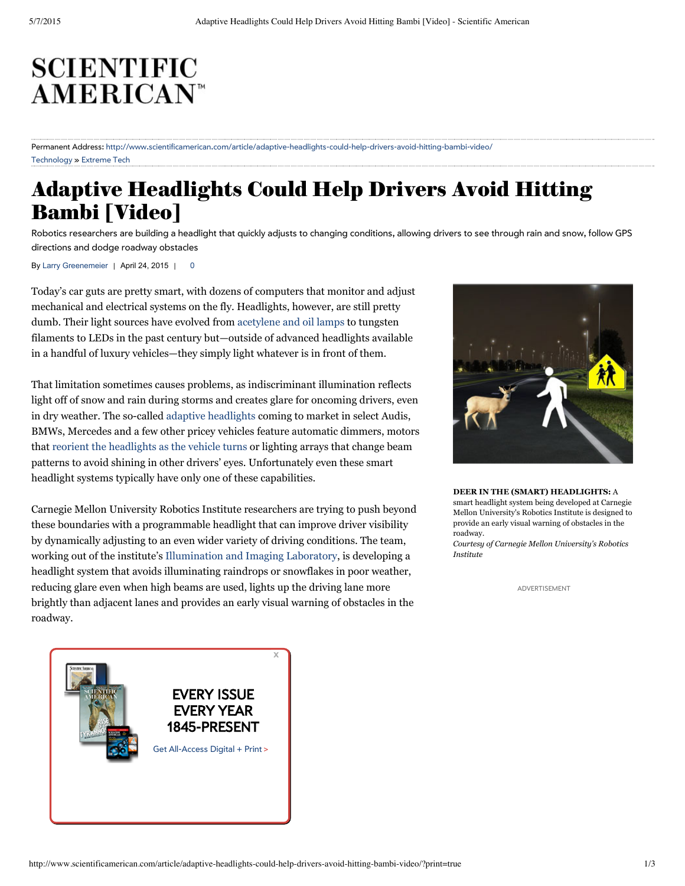# SCIENTIFIC AMERICAN™

Permanent Address: http://www.scientificamerican.com/article/adaptive-headlights-could-help-drivers-avoid-hitting-bambi-video/

Technology » Extreme Tech

# Adaptive Headlights Could Help Drivers Avoid Hitting Bambi [Video]

Robotics researchers are building a headlight that quickly adjusts to changing conditions, allowing drivers to see through rain and snow, follow GPS directions and dodge roadway obstacles

By Larry Greenemeier | April 24, 2015 | 0

Today's car guts are pretty smart, with dozens of computers that monitor and adjust mechanical and electrical systems on the fly. Headlights, however, are still pretty dumb. Their light sources have evolved from acetylene and oil lamps to tungsten filaments to LEDs in the past century but—outside of advanced headlights available in a handful of luxury vehicles—they simply light whatever is in front of them.

That limitation sometimes causes problems, as indiscriminant illumination reflects light off of snow and rain during storms and creates glare for oncoming drivers, even in dry weather. The so-called adaptive headlights coming to market in select Audis, BMWs, Mercedes and a few other pricey vehicles feature automatic dimmers, motors that reorient the headlights as the vehicle turns or lighting arrays that change beam patterns to avoid shining in other drivers' eyes. Unfortunately even these smart headlight systems typically have only one of these capabilities.

Carnegie Mellon University Robotics Institute researchers are trying to push beyond these boundaries with a programmable headlight that can improve driver visibility by dynamically adjusting to an even wider variety of driving conditions. The team, working out of the institute's Illumination and Imaging Laboratory, is developing a headlight system that avoids illuminating raindrops or snowflakes in poor weather, reducing glare even when high beams are used, lights up the driving lane more brightly than adjacent lanes and provides an early visual warning of obstacles in the roadway.

**DEER IN THE (SMART) HEADLIGHTS:** A smart headlight system being developed at Carnegie Mellon University's Robotics Institute is designed to provide an early visual warning of obstacles in the roadway.
*Courtesy of Carnegie Mellon University's Robotics Institute*

ADVERTISEMENT

EVERY ISSUE EVERY YEAR 1845-PRESENT

Get All-Access Digital + Print >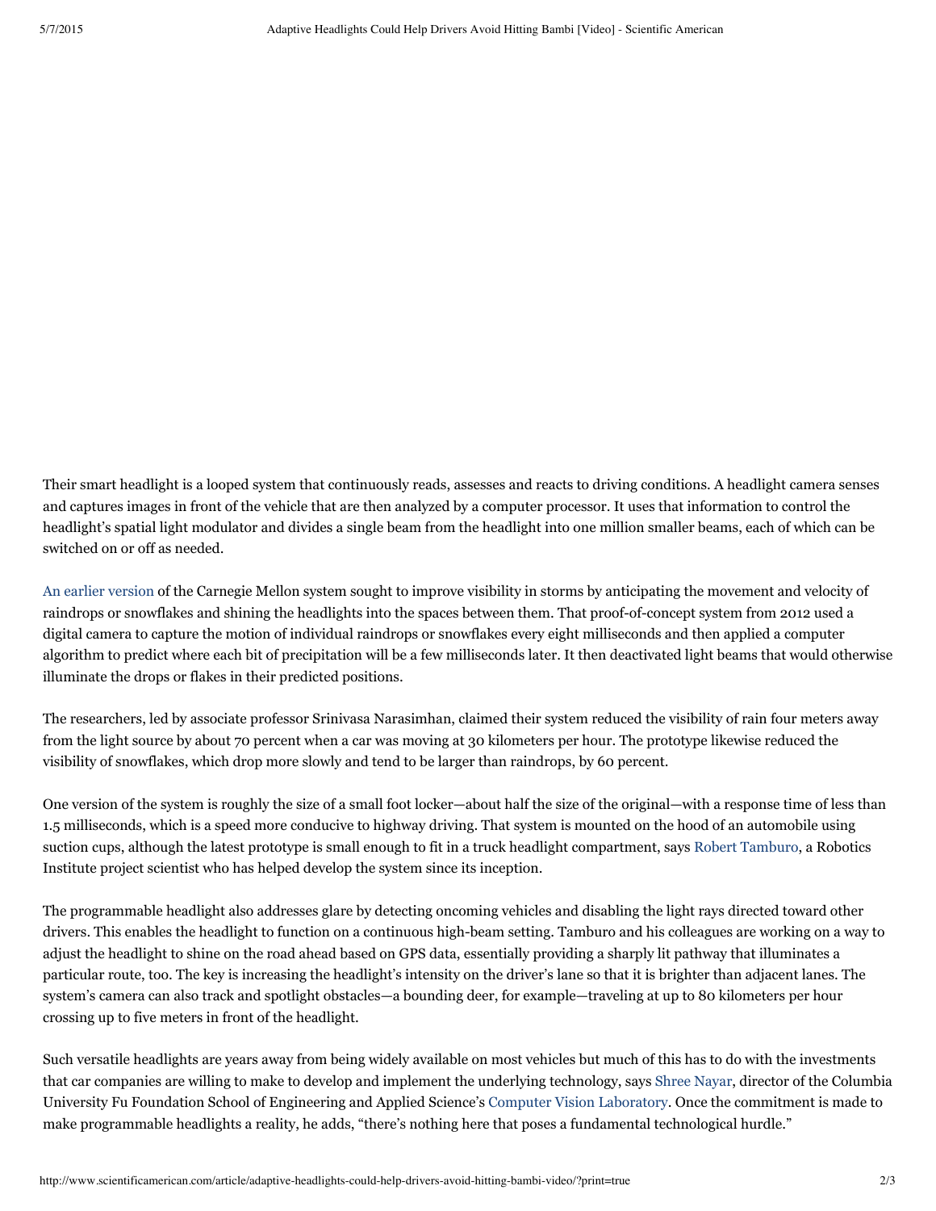Their smart headlight is a looped system that continuously reads, assesses and reacts to driving conditions. A headlight camera senses and captures images in front of the vehicle that are then analyzed by a computer processor. It uses that information to control the headlight's spatial light modulator and divides a single beam from the headlight into one million smaller beams, each of which can be switched on or off as needed.

An earlier version of the Carnegie Mellon system sought to improve visibility in storms by anticipating the movement and velocity of raindrops or snowflakes and shining the headlights into the spaces between them. That proof-of-concept system from 2012 used a digital camera to capture the motion of individual raindrops or snowflakes every eight milliseconds and then applied a computer algorithm to predict where each bit of precipitation will be a few milliseconds later. It then deactivated light beams that would otherwise illuminate the drops or flakes in their predicted positions.

The researchers, led by associate professor Srinivasa Narasimhan, claimed their system reduced the visibility of rain four meters away from the light source by about 70 percent when a car was moving at 30 kilometers per hour. The prototype likewise reduced the visibility of snowflakes, which drop more slowly and tend to be larger than raindrops, by 60 percent.

One version of the system is roughly the size of a small foot locker—about half the size of the original—with a response time of less than 1.5 milliseconds, which is a speed more conducive to highway driving. That system is mounted on the hood of an automobile using suction cups, although the latest prototype is small enough to fit in a truck headlight compartment, says Robert Tamburo, a Robotics Institute project scientist who has helped develop the system since its inception.

The programmable headlight also addresses glare by detecting oncoming vehicles and disabling the light rays directed toward other drivers. This enables the headlight to function on a continuous high-beam setting. Tamburo and his colleagues are working on a way to adjust the headlight to shine on the road ahead based on GPS data, essentially providing a sharply lit pathway that illuminates a particular route, too. The key is increasing the headlight's intensity on the driver's lane so that it is brighter than adjacent lanes. The system's camera can also track and spotlight obstacles—a bounding deer, for example—traveling at up to 80 kilometers per hour crossing up to five meters in front of the headlight.

Such versatile headlights are years away from being widely available on most vehicles but much of this has to do with the investments that car companies are willing to make to develop and implement the underlying technology, says Shree Nayar, director of the Columbia University Fu Foundation School of Engineering and Applied Science's Computer Vision Laboratory. Once the commitment is made to make programmable headlights a reality, he adds, "there's nothing here that poses a fundamental technological hurdle."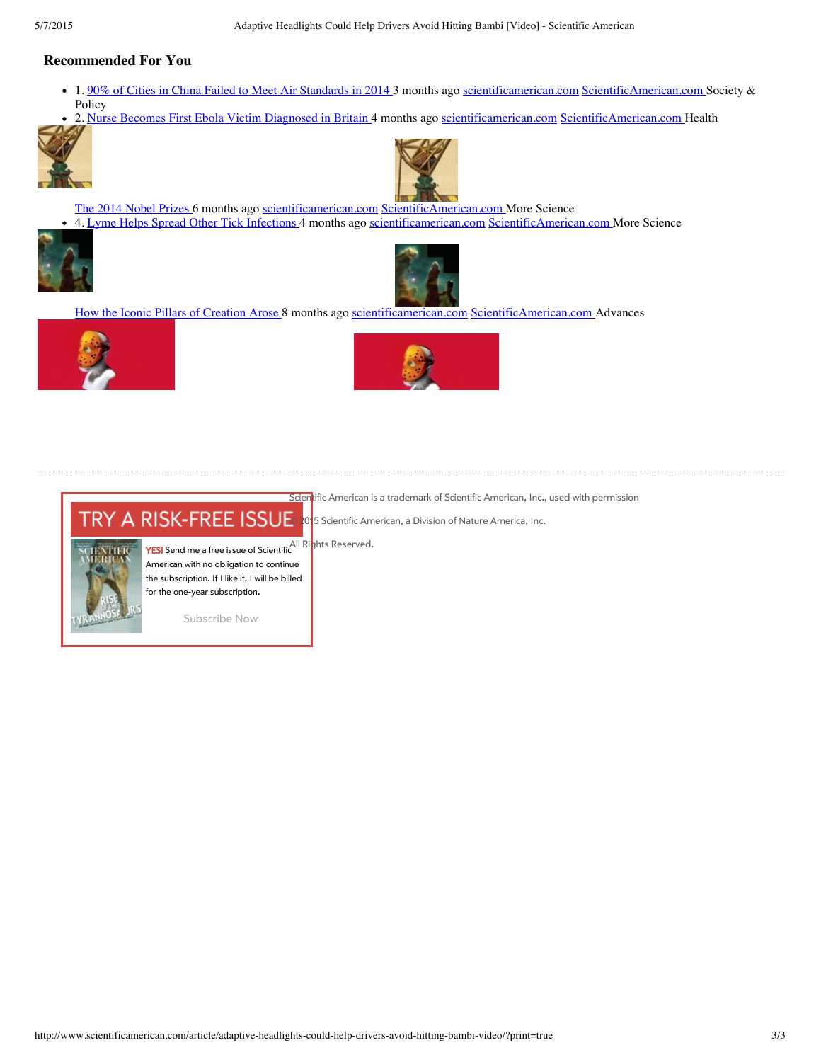## Recommended For You

- 1. 90% of Cities in China Failed to Meet Air Standards in 2014 3 months ago scientificamerican.com ScientificAmerican.com Society & Policy
- 2. Nurse Becomes First Ebola Victim Diagnosed in Britain 4 months ago scientificamerican.com ScientificAmerican.com Health

  The 2014 Nobel Prizes 6 months ago scientificamerican.com ScientificAmerican.com More Science
- 4. Lyme Helps Spread Other Tick Infections 4 months ago scientificamerican.com ScientificAmerican.com More Science

  How the Iconic Pillars of Creation Arose 8 months ago scientificamerican.com ScientificAmerican.com Advances

---

TRY A RISK-FREE ISSUE

YES! Send me a free issue of Scientific American with no obligation to continue the subscription. If I like it, I will be billed for the one-year subscription.

Subscribe Now

Scientific American is a trademark of Scientific American, Inc., used with permission

© 2015 Scientific American, a Division of Nature America, Inc.

All Rights Reserved.